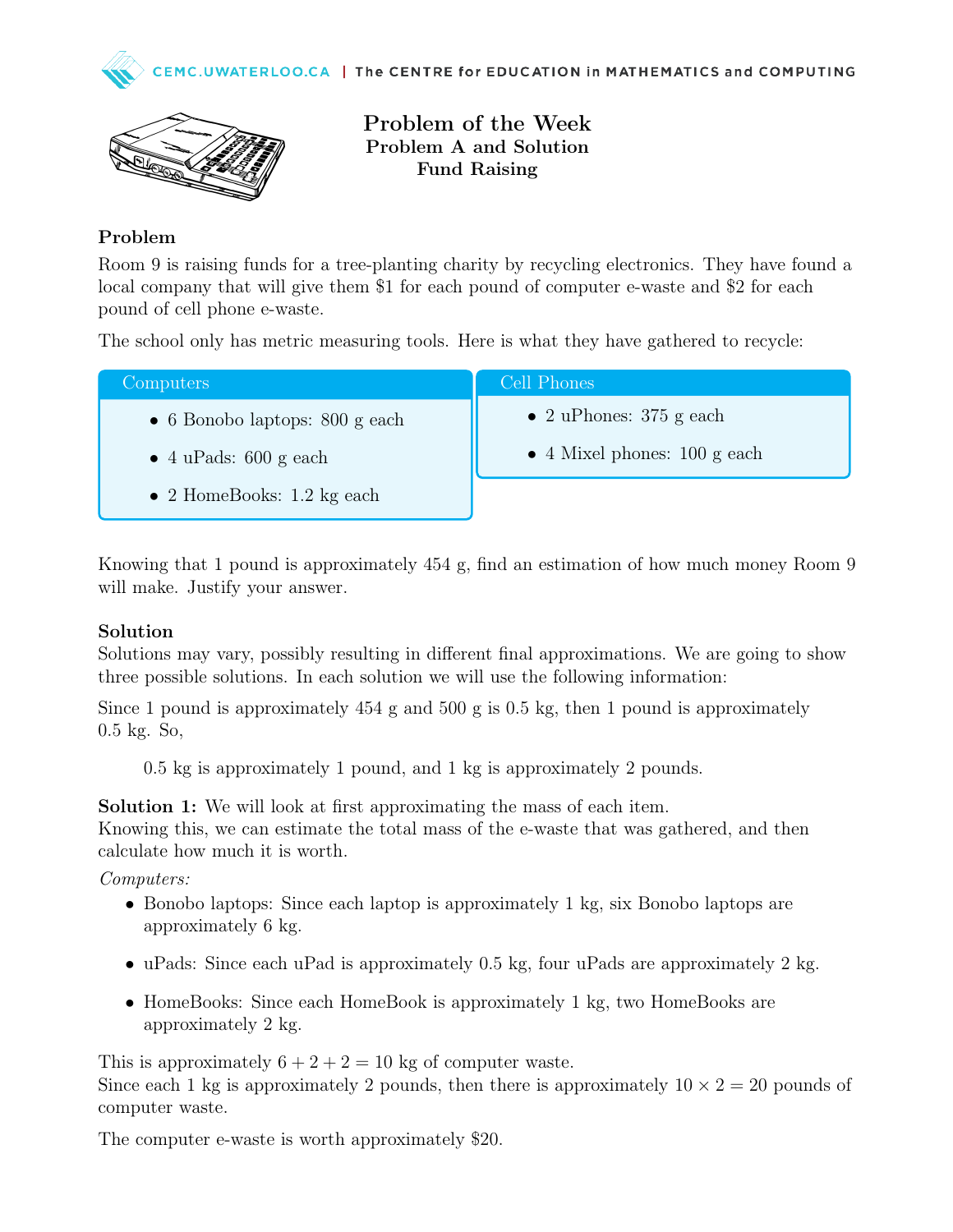# Problem of the Week
## Problem A and Solution
## Fund Raising

### Problem

Room 9 is raising funds for a tree-planting charity by recycling electronics. They have found a local company that will give them \$1 for each pound of computer e-waste and \$2 for each pound of cell phone e-waste.

The school only has metric measuring tools. Here is what they have gathered to recycle:

**Computers**

- 6 Bonobo laptops: 800 g each
- 4 uPads: 600 g each
- 2 HomeBooks: 1.2 kg each

**Cell Phones**

- 2 uPhones: 375 g each
- 4 Mixel phones: 100 g each

Knowing that 1 pound is approximately 454 g, find an estimation of how much money Room 9 will make. Justify your answer.

### Solution

Solutions may vary, possibly resulting in different final approximations. We are going to show three possible solutions. In each solution we will use the following information:

Since 1 pound is approximately 454 g and 500 g is 0.5 kg, then 1 pound is approximately 0.5 kg. So,

> 0.5 kg is approximately 1 pound, and 1 kg is approximately 2 pounds.

**Solution 1:** We will look at first approximating the mass of each item.
Knowing this, we can estimate the total mass of the e-waste that was gathered, and then calculate how much it is worth.

*Computers:*

- Bonobo laptops: Since each laptop is approximately 1 kg, six Bonobo laptops are approximately 6 kg.
- uPads: Since each uPad is approximately 0.5 kg, four uPads are approximately 2 kg.
- HomeBooks: Since each HomeBook is approximately 1 kg, two HomeBooks are approximately 2 kg.

This is approximately $6 + 2 + 2 = 10$ kg of computer waste.
Since each 1 kg is approximately 2 pounds, then there is approximately $10 \times 2 = 20$ pounds of computer waste.

The computer e-waste is worth approximately \$20.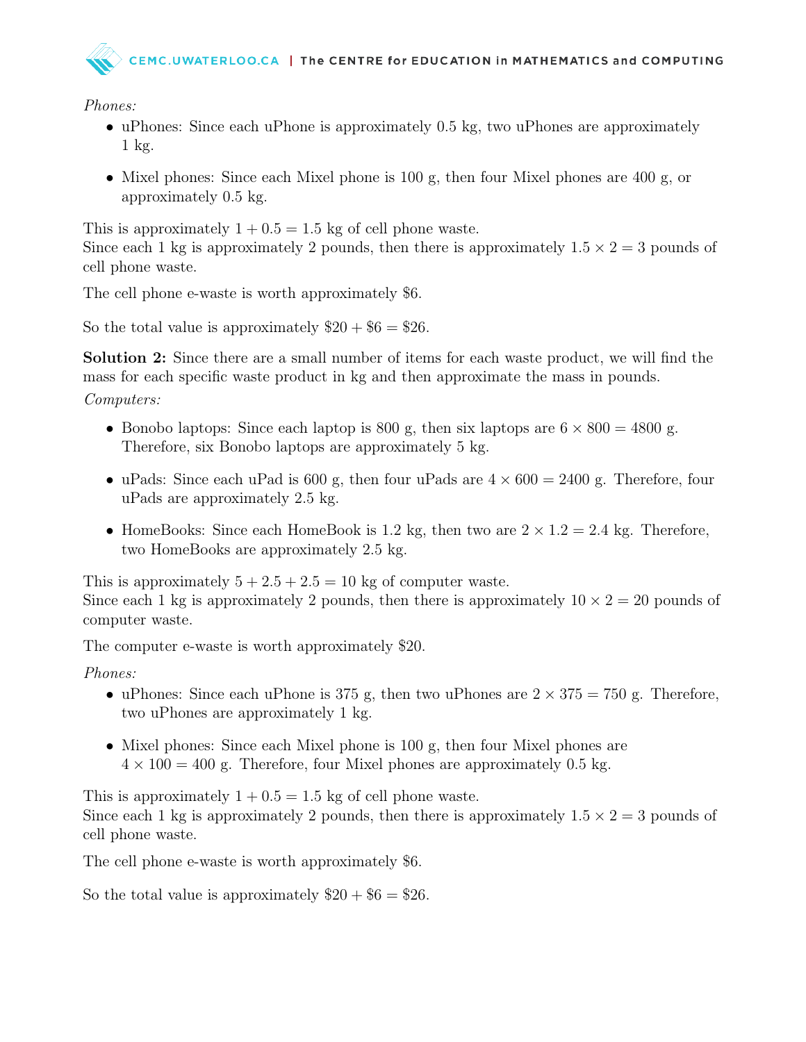*Phones:*

- uPhones: Since each uPhone is approximately 0.5 kg, two uPhones are approximately 1 kg.
- Mixel phones: Since each Mixel phone is 100 g, then four Mixel phones are 400 g, or approximately 0.5 kg.

This is approximately $1 + 0.5 = 1.5$ kg of cell phone waste.
Since each 1 kg is approximately 2 pounds, then there is approximately $1.5 \times 2 = 3$ pounds of cell phone waste.

The cell phone e-waste is worth approximately \$6.

So the total value is approximately $\$20 + \$6 = \$26$.

**Solution 2:** Since there are a small number of items for each waste product, we will find the mass for each specific waste product in kg and then approximate the mass in pounds.

*Computers:*

- Bonobo laptops: Since each laptop is 800 g, then six laptops are $6 \times 800 = 4800$ g. Therefore, six Bonobo laptops are approximately 5 kg.
- uPads: Since each uPad is 600 g, then four uPads are $4 \times 600 = 2400$ g. Therefore, four uPads are approximately 2.5 kg.
- HomeBooks: Since each HomeBook is 1.2 kg, then two are $2 \times 1.2 = 2.4$ kg. Therefore, two HomeBooks are approximately 2.5 kg.

This is approximately $5 + 2.5 + 2.5 = 10$ kg of computer waste.
Since each 1 kg is approximately 2 pounds, then there is approximately $10 \times 2 = 20$ pounds of computer waste.

The computer e-waste is worth approximately \$20.

*Phones:*

- uPhones: Since each uPhone is 375 g, then two uPhones are $2 \times 375 = 750$ g. Therefore, two uPhones are approximately 1 kg.
- Mixel phones: Since each Mixel phone is 100 g, then four Mixel phones are $4 \times 100 = 400$ g. Therefore, four Mixel phones are approximately 0.5 kg.

This is approximately $1 + 0.5 = 1.5$ kg of cell phone waste.
Since each 1 kg is approximately 2 pounds, then there is approximately $1.5 \times 2 = 3$ pounds of cell phone waste.

The cell phone e-waste is worth approximately \$6.

So the total value is approximately $\$20 + \$6 = \$26$.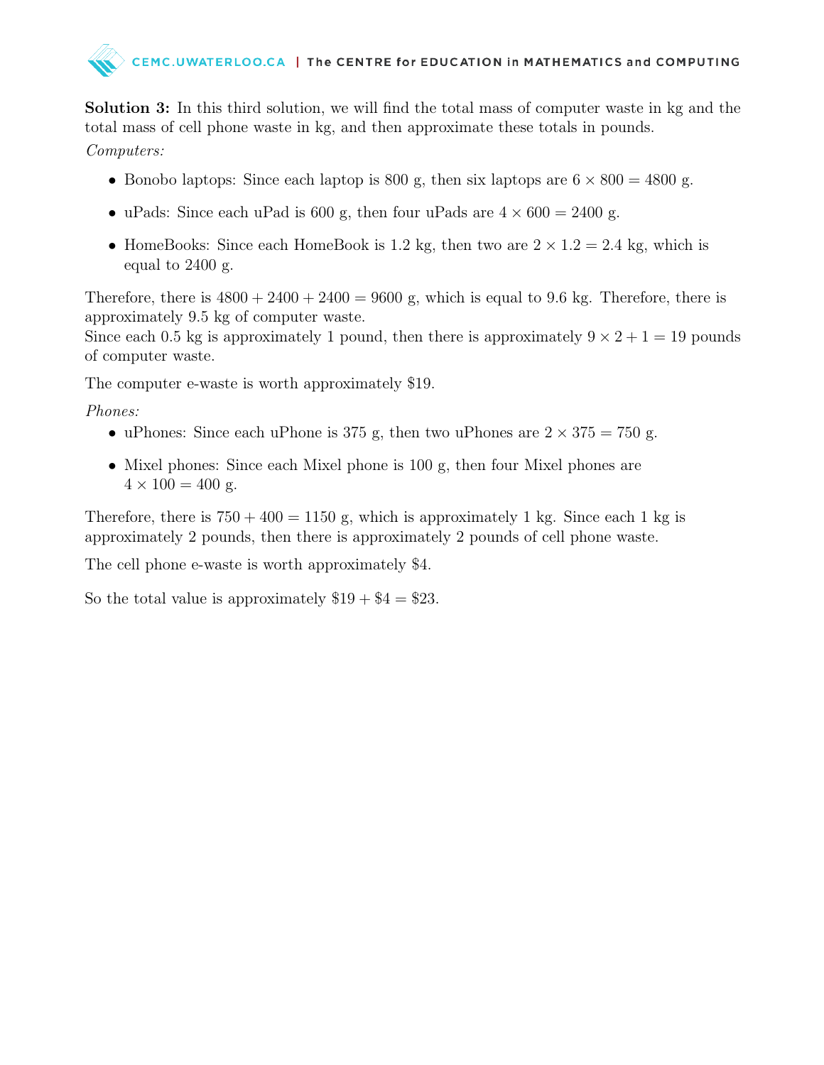**Solution 3:** In this third solution, we will find the total mass of computer waste in kg and the total mass of cell phone waste in kg, and then approximate these totals in pounds.

*Computers:*

- Bonobo laptops: Since each laptop is 800 g, then six laptops are $6 \times 800 = 4800$ g.
- uPads: Since each uPad is 600 g, then four uPads are $4 \times 600 = 2400$ g.
- HomeBooks: Since each HomeBook is 1.2 kg, then two are $2 \times 1.2 = 2.4$ kg, which is equal to 2400 g.

Therefore, there is $4800 + 2400 + 2400 = 9600$ g, which is equal to 9.6 kg. Therefore, there is approximately 9.5 kg of computer waste.
Since each 0.5 kg is approximately 1 pound, then there is approximately $9 \times 2 + 1 = 19$ pounds of computer waste.

The computer e-waste is worth approximately \$19.

*Phones:*

- uPhones: Since each uPhone is 375 g, then two uPhones are $2 \times 375 = 750$ g.
- Mixel phones: Since each Mixel phone is 100 g, then four Mixel phones are $4 \times 100 = 400$ g.

Therefore, there is $750 + 400 = 1150$ g, which is approximately 1 kg. Since each 1 kg is approximately 2 pounds, then there is approximately 2 pounds of cell phone waste.

The cell phone e-waste is worth approximately \$4.

So the total value is approximately $\$19 + \$4 = \$23$.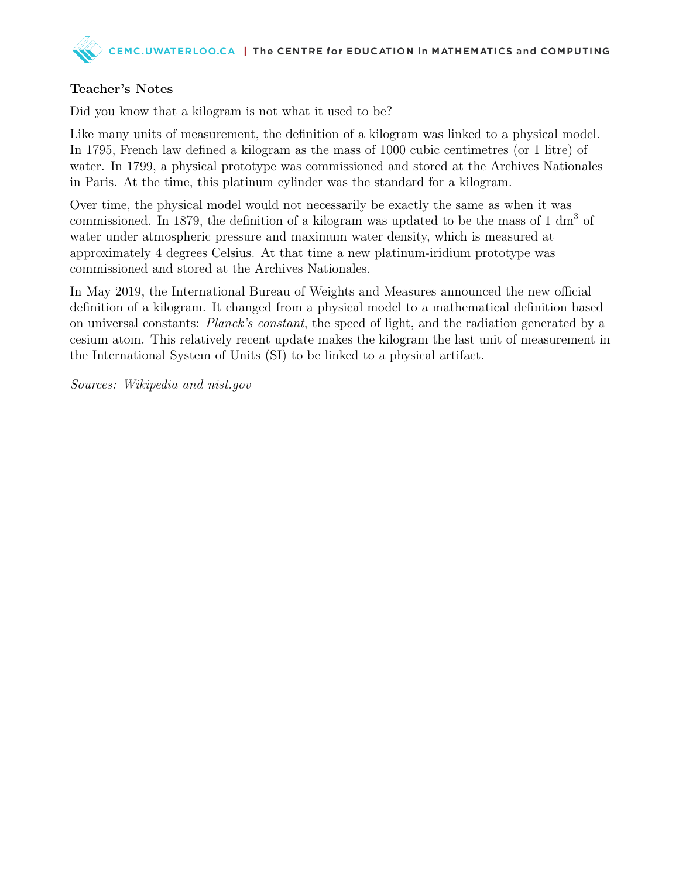**Teacher's Notes**

Did you know that a kilogram is not what it used to be?

Like many units of measurement, the definition of a kilogram was linked to a physical model. In 1795, French law defined a kilogram as the mass of 1000 cubic centimetres (or 1 litre) of water. In 1799, a physical prototype was commissioned and stored at the Archives Nationales in Paris. At the time, this platinum cylinder was the standard for a kilogram.

Over time, the physical model would not necessarily be exactly the same as when it was commissioned. In 1879, the definition of a kilogram was updated to be the mass of 1 $\text{dm}^3$ of water under atmospheric pressure and maximum water density, which is measured at approximately 4 degrees Celsius. At that time a new platinum-iridium prototype was commissioned and stored at the Archives Nationales.

In May 2019, the International Bureau of Weights and Measures announced the new official definition of a kilogram. It changed from a physical model to a mathematical definition based on universal constants: *Planck's constant*, the speed of light, and the radiation generated by a cesium atom. This relatively recent update makes the kilogram the last unit of measurement in the International System of Units (SI) to be linked to a physical artifact.

*Sources: Wikipedia and nist.gov*